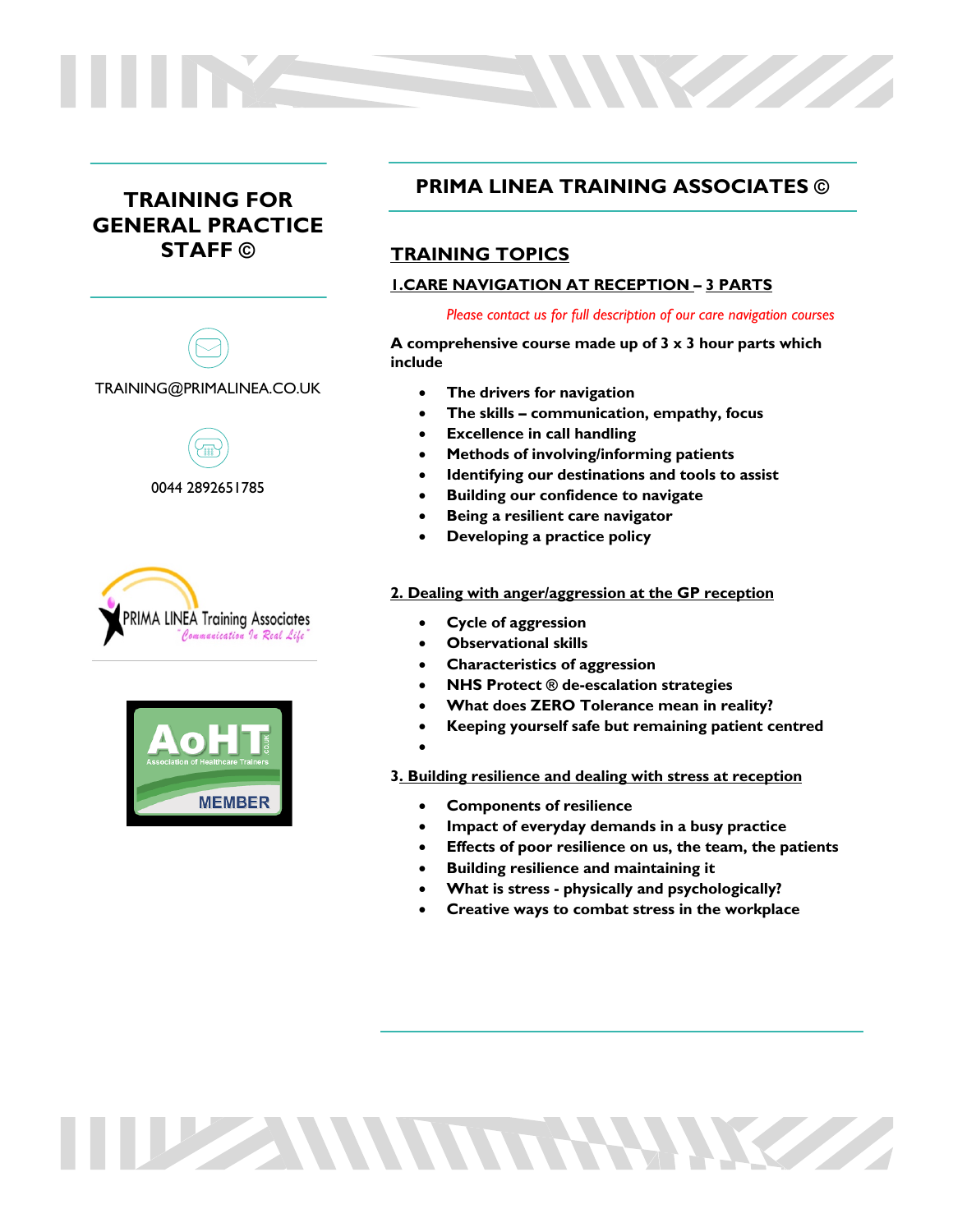# TRAINING FOR GENERAL PRACTICE STAFF ©

TRAINING@PRIMALINEA.CO.UK

0044 2892651785

PRIMA LINEA Training Associates

"Communication In Real Life"

AoHT Association of Healthcare Trainers MEMBER

## PRIMA LINEA TRAINING ASSOCIATES ©

## TRAINING TOPICS

### 1.CARE NAVIGATION AT RECEPTION – 3 PARTS

*Please contact us for full description of our care navigation courses*

**A comprehensive course made up of 3 x 3 hour parts which include**

- **The drivers for navigation**
- **The skills – communication, empathy, focus**
- **Excellence in call handling**
- **Methods of involving/informing patients**
- **Identifying our destinations and tools to assist**
- **Building our confidence to navigate**
- **Being a resilient care navigator**
- **Developing a practice policy**

### 2. Dealing with anger/aggression at the GP reception

- **Cycle of aggression**
- **Observational skills**
- **Characteristics of aggression**
- **NHS Protect ® de-escalation strategies**
- **What does ZERO Tolerance mean in reality?**
- **Keeping yourself safe but remaining patient centred**

### 3. Building resilience and dealing with stress at reception

- **Components of resilience**
- **Impact of everyday demands in a busy practice**
- **Effects of poor resilience on us, the team, the patients**
- **Building resilience and maintaining it**
- **What is stress - physically and psychologically?**
- **Creative ways to combat stress in the workplace**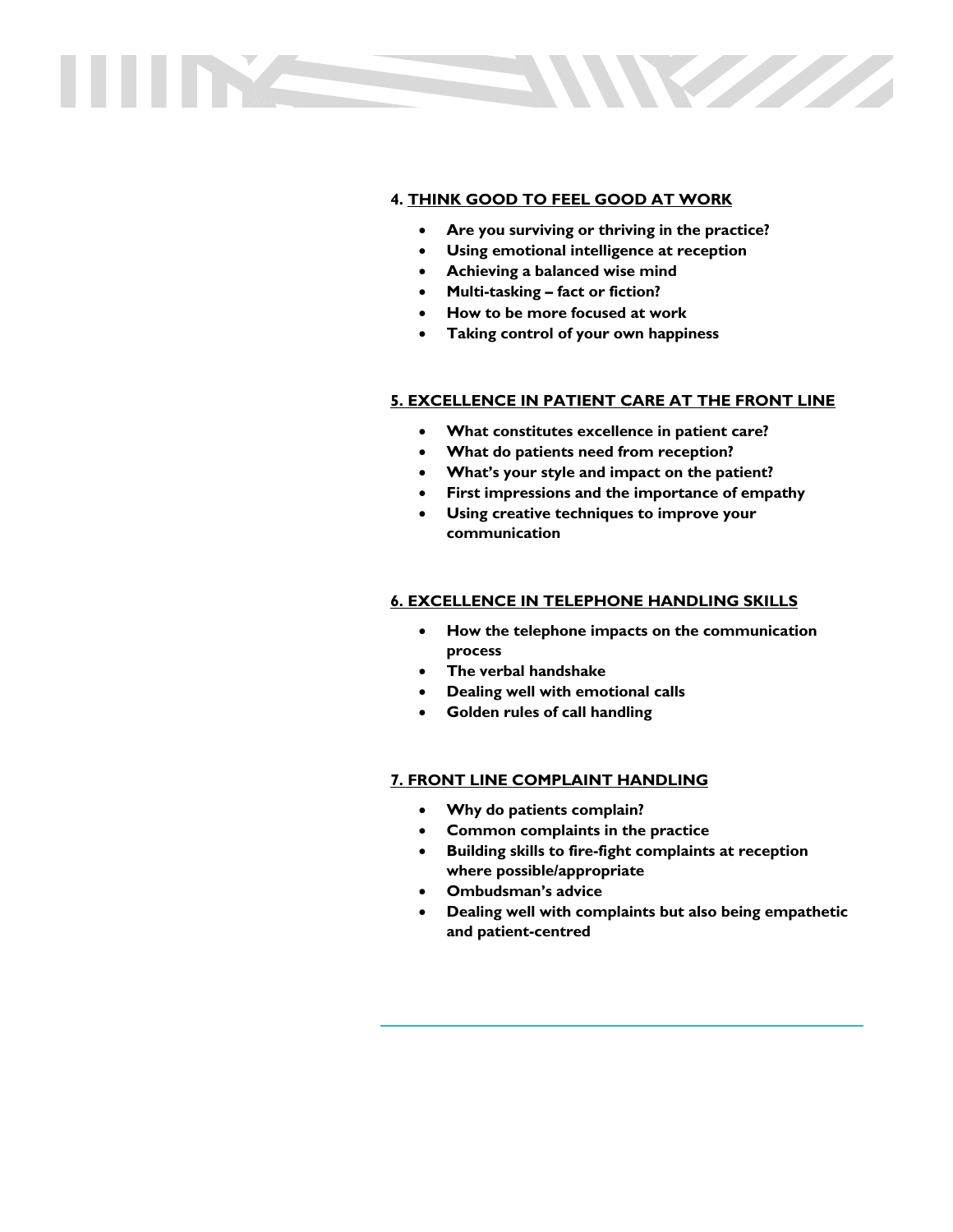## 4. THINK GOOD TO FEEL GOOD AT WORK

- **Are you surviving or thriving in the practice?**
- **Using emotional intelligence at reception**
- **Achieving a balanced wise mind**
- **Multi-tasking – fact or fiction?**
- **How to be more focused at work**
- **Taking control of your own happiness**

## 5. EXCELLENCE IN PATIENT CARE AT THE FRONT LINE

- **What constitutes excellence in patient care?**
- **What do patients need from reception?**
- **What's your style and impact on the patient?**
- **First impressions and the importance of empathy**
- **Using creative techniques to improve your communication**

## 6. EXCELLENCE IN TELEPHONE HANDLING SKILLS

- **How the telephone impacts on the communication process**
- **The verbal handshake**
- **Dealing well with emotional calls**
- **Golden rules of call handling**

## 7. FRONT LINE COMPLAINT HANDLING

- **Why do patients complain?**
- **Common complaints in the practice**
- **Building skills to fire-fight complaints at reception where possible/appropriate**
- **Ombudsman's advice**
- **Dealing well with complaints but also being empathetic and patient-centred**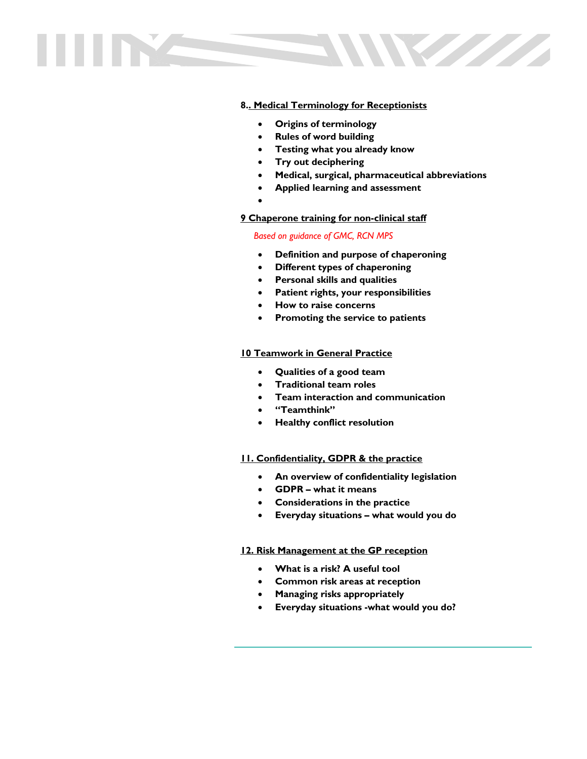**8.. Medical Terminology for Receptionists**

- **Origins of terminology**
- **Rules of word building**
- **Testing what you already know**
- **Try out deciphering**
- **Medical, surgical, pharmaceutical abbreviations**
- **Applied learning and assessment**

**9 Chaperone training for non-clinical staff**

*Based on guidance of GMC, RCN MPS*

- **Definition and purpose of chaperoning**
- **Different types of chaperoning**
- **Personal skills and qualities**
- **Patient rights, your responsibilities**
- **How to raise concerns**
- **Promoting the service to patients**

**10 Teamwork in General Practice**

- **Qualities of a good team**
- **Traditional team roles**
- **Team interaction and communication**
- **"Teamthink"**
- **Healthy conflict resolution**

**11. Confidentiality, GDPR & the practice**

- **An overview of confidentiality legislation**
- **GDPR – what it means**
- **Considerations in the practice**
- **Everyday situations – what would you do**

**12. Risk Management at the GP reception**

- **What is a risk? A useful tool**
- **Common risk areas at reception**
- **Managing risks appropriately**
- **Everyday situations -what would you do?**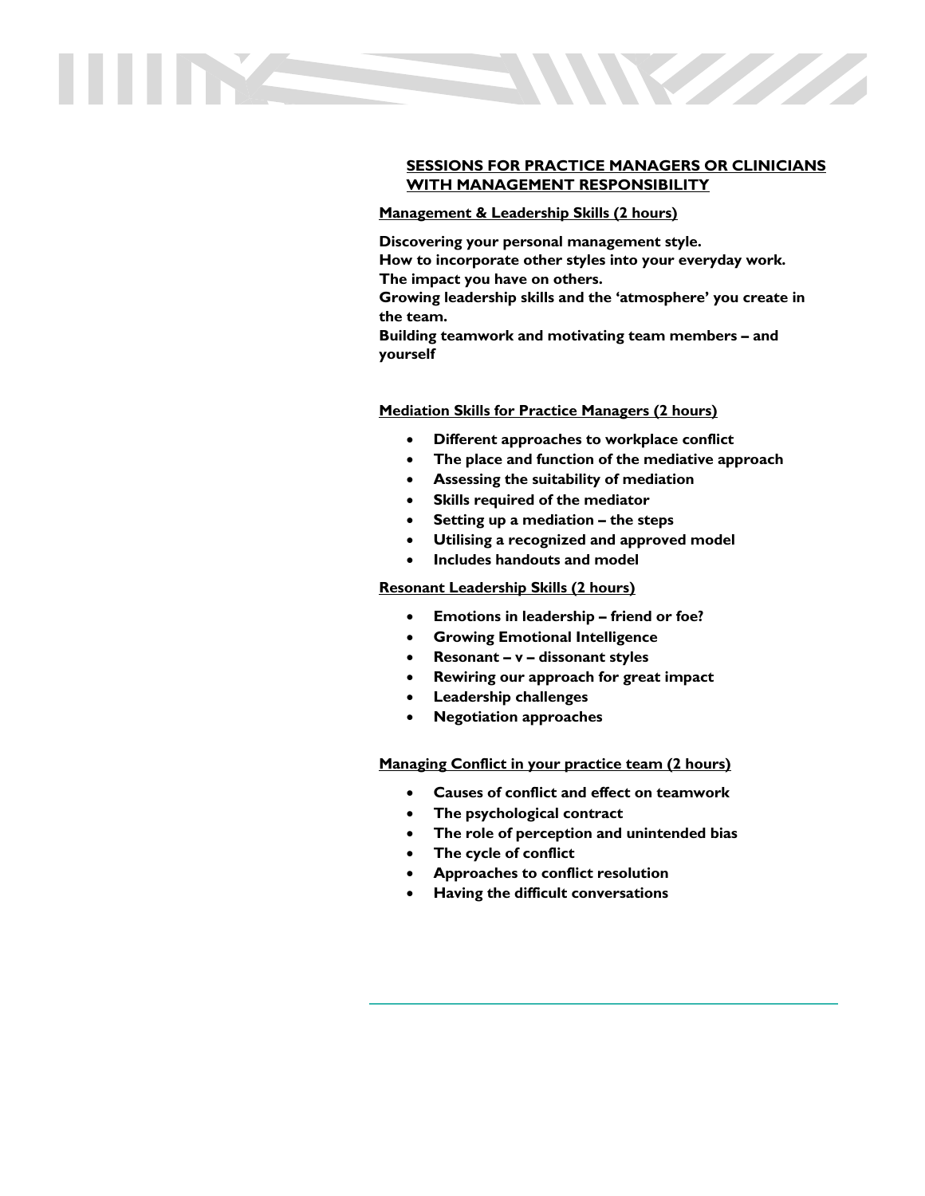## SESSIONS FOR PRACTICE MANAGERS OR CLINICIANS WITH MANAGEMENT RESPONSIBILITY

### Management & Leadership Skills (2 hours)

**Discovering your personal management style.**
**How to incorporate other styles into your everyday work.**
**The impact you have on others.**
**Growing leadership skills and the 'atmosphere' you create in the team.**
**Building teamwork and motivating team members – and yourself**

### Mediation Skills for Practice Managers (2 hours)

- **Different approaches to workplace conflict**
- **The place and function of the mediative approach**
- **Assessing the suitability of mediation**
- **Skills required of the mediator**
- **Setting up a mediation – the steps**
- **Utilising a recognized and approved model**
- **Includes handouts and model**

### Resonant Leadership Skills (2 hours)

- **Emotions in leadership – friend or foe?**
- **Growing Emotional Intelligence**
- **Resonant – v – dissonant styles**
- **Rewiring our approach for great impact**
- **Leadership challenges**
- **Negotiation approaches**

### Managing Conflict in your practice team (2 hours)

- **Causes of conflict and effect on teamwork**
- **The psychological contract**
- **The role of perception and unintended bias**
- **The cycle of conflict**
- **Approaches to conflict resolution**
- **Having the difficult conversations**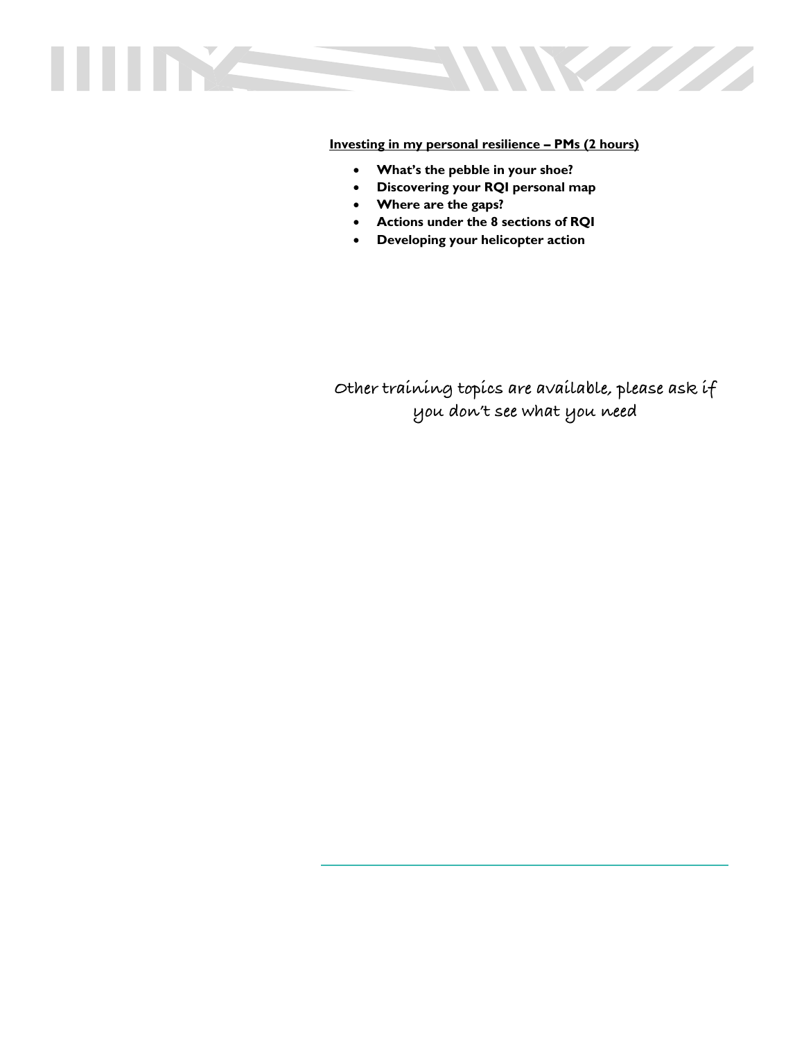**Investing in my personal resilience – PMs (2 hours)**

- **What's the pebble in your shoe?**
- **Discovering your RQI personal map**
- **Where are the gaps?**
- **Actions under the 8 sections of RQI**
- **Developing your helicopter action**

Other training topics are available, please ask if you don't see what you need